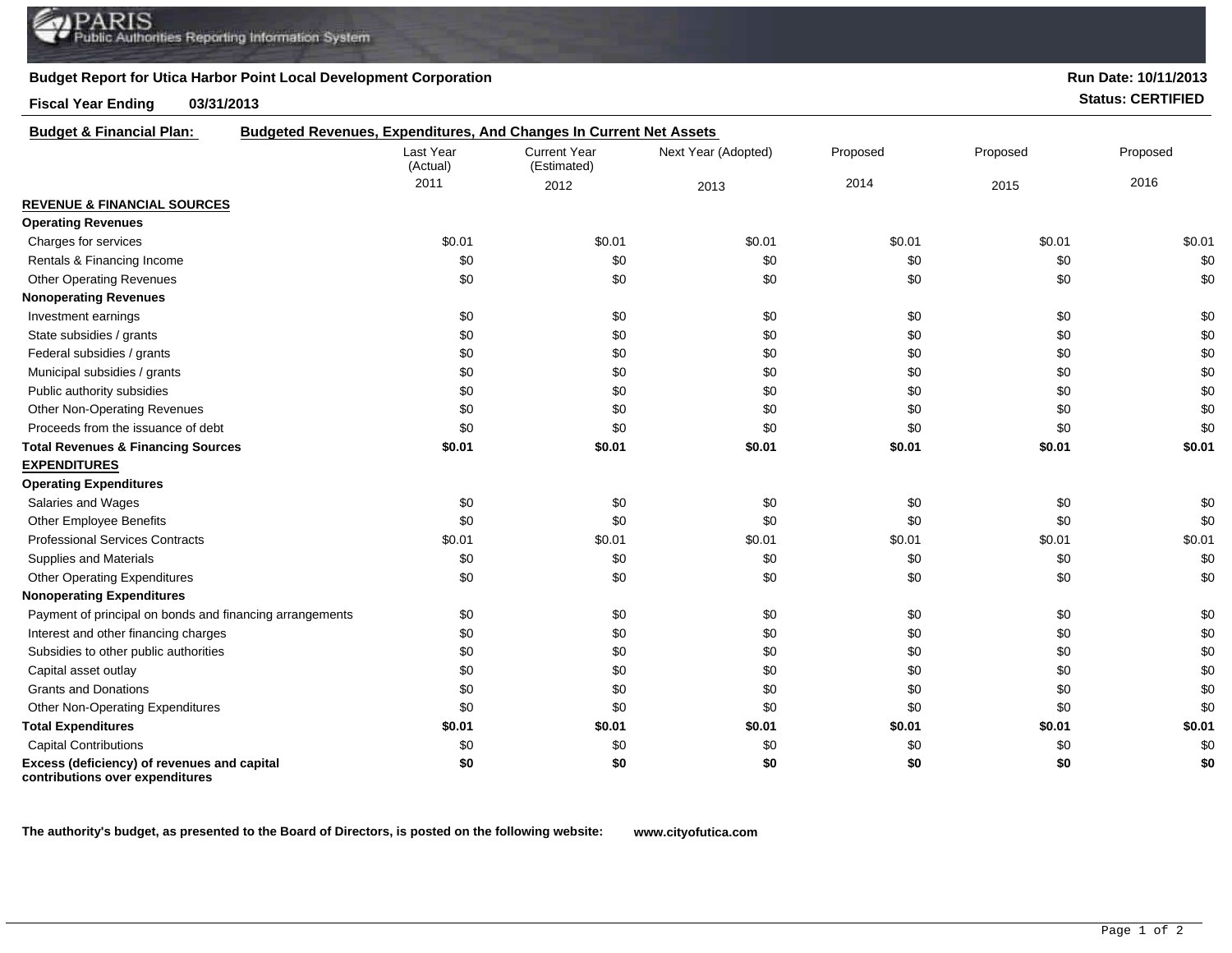PARIS Public Authorities Reporting Information System

**Budget Report for Utica Harbor Point Local Development Corporation**

**Run Date: 10/11/2013**

**Fiscal Year Ending 03/31/2013**

**Status: CERTIFIED**

**Budget & Financial Plan:** **Budgeted Revenues, Expenditures, And Changes In Current Net Assets**

| | Last Year (Actual) 2011 | Current Year (Estimated) 2012 | Next Year (Adopted) 2013 | Proposed 2014 | Proposed 2015 | Proposed 2016 |
|---|---|---|---|---|---|---|
| **REVENUE & FINANCIAL SOURCES** | | | | | | |
| **Operating Revenues** | | | | | | |
| Charges for services | $0.01 | $0.01 | $0.01 | $0.01 | $0.01 | $0.01 |
| Rentals & Financing Income | $0 | $0 | $0 | $0 | $0 | $0 |
| Other Operating Revenues | $0 | $0 | $0 | $0 | $0 | $0 |
| **Nonoperating Revenues** | | | | | | |
| Investment earnings | $0 | $0 | $0 | $0 | $0 | $0 |
| State subsidies / grants | $0 | $0 | $0 | $0 | $0 | $0 |
| Federal subsidies / grants | $0 | $0 | $0 | $0 | $0 | $0 |
| Municipal subsidies / grants | $0 | $0 | $0 | $0 | $0 | $0 |
| Public authority subsidies | $0 | $0 | $0 | $0 | $0 | $0 |
| Other Non-Operating Revenues | $0 | $0 | $0 | $0 | $0 | $0 |
| Proceeds from the issuance of debt | $0 | $0 | $0 | $0 | $0 | $0 |
| **Total Revenues & Financing Sources** | **$0.01** | **$0.01** | **$0.01** | **$0.01** | **$0.01** | **$0.01** |
| **EXPENDITURES** | | | | | | |
| **Operating Expenditures** | | | | | | |
| Salaries and Wages | $0 | $0 | $0 | $0 | $0 | $0 |
| Other Employee Benefits | $0 | $0 | $0 | $0 | $0 | $0 |
| Professional Services Contracts | $0.01 | $0.01 | $0.01 | $0.01 | $0.01 | $0.01 |
| Supplies and Materials | $0 | $0 | $0 | $0 | $0 | $0 |
| Other Operating Expenditures | $0 | $0 | $0 | $0 | $0 | $0 |
| **Nonoperating Expenditures** | | | | | | |
| Payment of principal on bonds and financing arrangements | $0 | $0 | $0 | $0 | $0 | $0 |
| Interest and other financing charges | $0 | $0 | $0 | $0 | $0 | $0 |
| Subsidies to other public authorities | $0 | $0 | $0 | $0 | $0 | $0 |
| Capital asset outlay | $0 | $0 | $0 | $0 | $0 | $0 |
| Grants and Donations | $0 | $0 | $0 | $0 | $0 | $0 |
| Other Non-Operating Expenditures | $0 | $0 | $0 | $0 | $0 | $0 |
| **Total Expenditures** | **$0.01** | **$0.01** | **$0.01** | **$0.01** | **$0.01** | **$0.01** |
| Capital Contributions | $0 | $0 | $0 | $0 | $0 | $0 |
| **Excess (deficiency) of revenues and capital contributions over expenditures** | **$0** | **$0** | **$0** | **$0** | **$0** | **$0** |

**The authority's budget, as presented to the Board of Directors, is posted on the following website:** **www.cityofutica.com**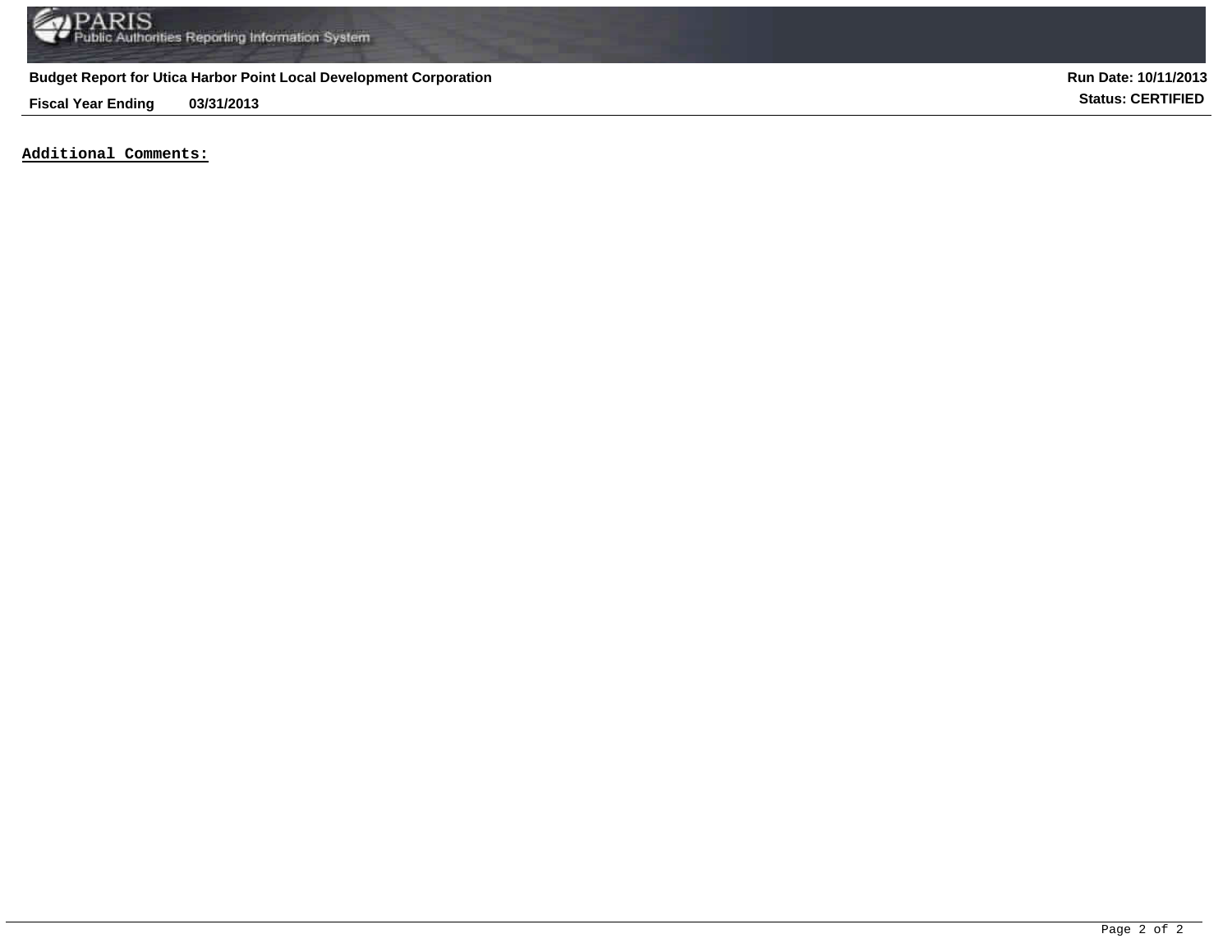**Budget Report for Utica Harbor Point Local Development Corporation**

**Fiscal Year Ending** **03/31/2013**

**Run Date: 10/11/2013**

**Status: CERTIFIED**

**Additional Comments:**